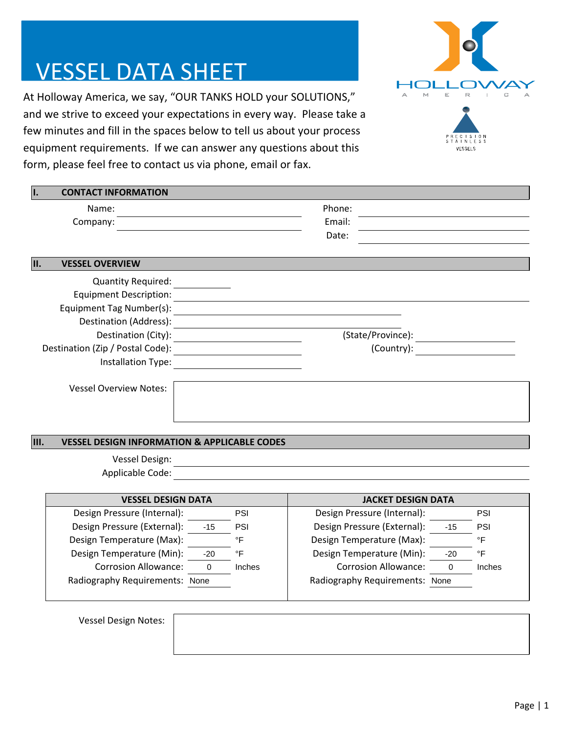# VESSEL DATA SHEET

HOLLOWAY AMERICA

PRECISION STAINLESS VESSELS

At Holloway America, we say, "OUR TANKS HOLD your SOLUTIONS," and we strive to exceed your expectations in every way. Please take a few minutes and fill in the spaces below to tell us about your process equipment requirements. If we can answer any questions about this form, please feel free to contact us via phone, email or fax.

## I. CONTACT INFORMATION

Name: ______________________ Phone: ______________________

Company: ______________________ Email: ______________________

Date: ______________________

## II. VESSEL OVERVIEW

Quantity Required: ____________

Equipment Description: ______________________

Equipment Tag Number(s): ______________________

Destination (Address): ______________________

Destination (City): ______________________ (State/Province): ______________________

Destination (Zip / Postal Code): ______________________ (Country): ______________________

Installation Type: ______________________

Vessel Overview Notes:

## III. VESSEL DESIGN INFORMATION & APPLICABLE CODES

Vessel Design: ______________________

Applicable Code: ______________________

| VESSEL DESIGN DATA | | | JACKET DESIGN DATA | | |
|---|---|---|---|---|---|
| Design Pressure (Internal): | | PSI | Design Pressure (Internal): | | PSI |
| Design Pressure (External): | -15 | PSI | Design Pressure (External): | -15 | PSI |
| Design Temperature (Max): | | °F | Design Temperature (Max): | | °F |
| Design Temperature (Min): | -20 | °F | Design Temperature (Min): | -20 | °F |
| Corrosion Allowance: | 0 | Inches | Corrosion Allowance: | 0 | Inches |
| Radiography Requirements: | None | | Radiography Requirements: | None | |

Vessel Design Notes: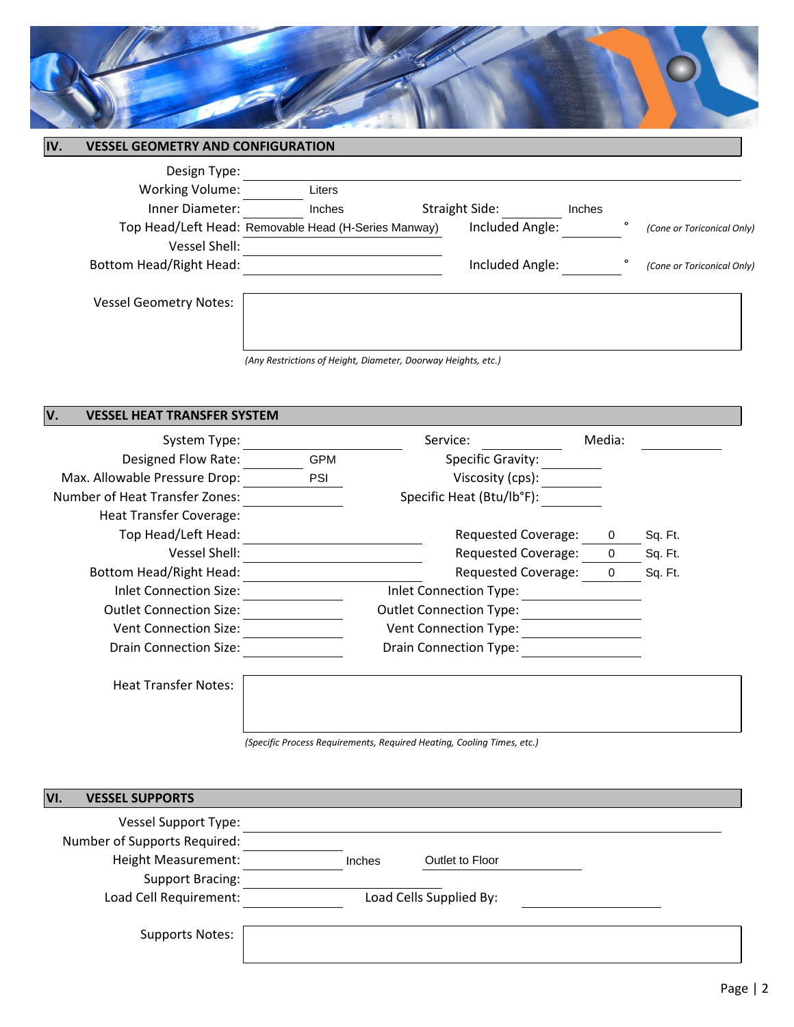## IV. VESSEL GEOMETRY AND CONFIGURATION

Design Type: ______________________

Working Volume: __________ Liters

Inner Diameter: __________ Inches    Straight Side: __________ Inches

Top Head/Left Head: Removable Head (H-Series Manway)    Included Angle: ________ ° *(Cone or Toriconical Only)*

Vessel Shell: ______________________

Bottom Head/Right Head: ______________________    Included Angle: ________ ° *(Cone or Toriconical Only)*

Vessel Geometry Notes:

*(Any Restrictions of Height, Diameter, Doorway Heights, etc.)*

## V. VESSEL HEAT TRANSFER SYSTEM

System Type: __________    Service: __________    Media: __________

Designed Flow Rate: __________ GPM    Specific Gravity: __________

Max. Allowable Pressure Drop: __________ PSI    Viscosity (cps): __________

Number of Heat Transfer Zones: __________    Specific Heat (Btu/lb°F): __________

Heat Transfer Coverage:

Top Head/Left Head: __________    Requested Coverage: 0 Sq. Ft.

Vessel Shell: __________    Requested Coverage: 0 Sq. Ft.

Bottom Head/Right Head: __________    Requested Coverage: 0 Sq. Ft.

Inlet Connection Size: __________    Inlet Connection Type: __________

Outlet Connection Size: __________    Outlet Connection Type: __________

Vent Connection Size: __________    Vent Connection Type: __________

Drain Connection Size: __________    Drain Connection Type: __________

Heat Transfer Notes:

*(Specific Process Requirements, Required Heating, Cooling Times, etc.)*

## VI. VESSEL SUPPORTS

Vessel Support Type: ______________________

Number of Supports Required: __________

Height Measurement: __________ Inches    Outlet to Floor

Support Bracing: __________

Load Cell Requirement: __________    Load Cells Supplied By: __________

Supports Notes: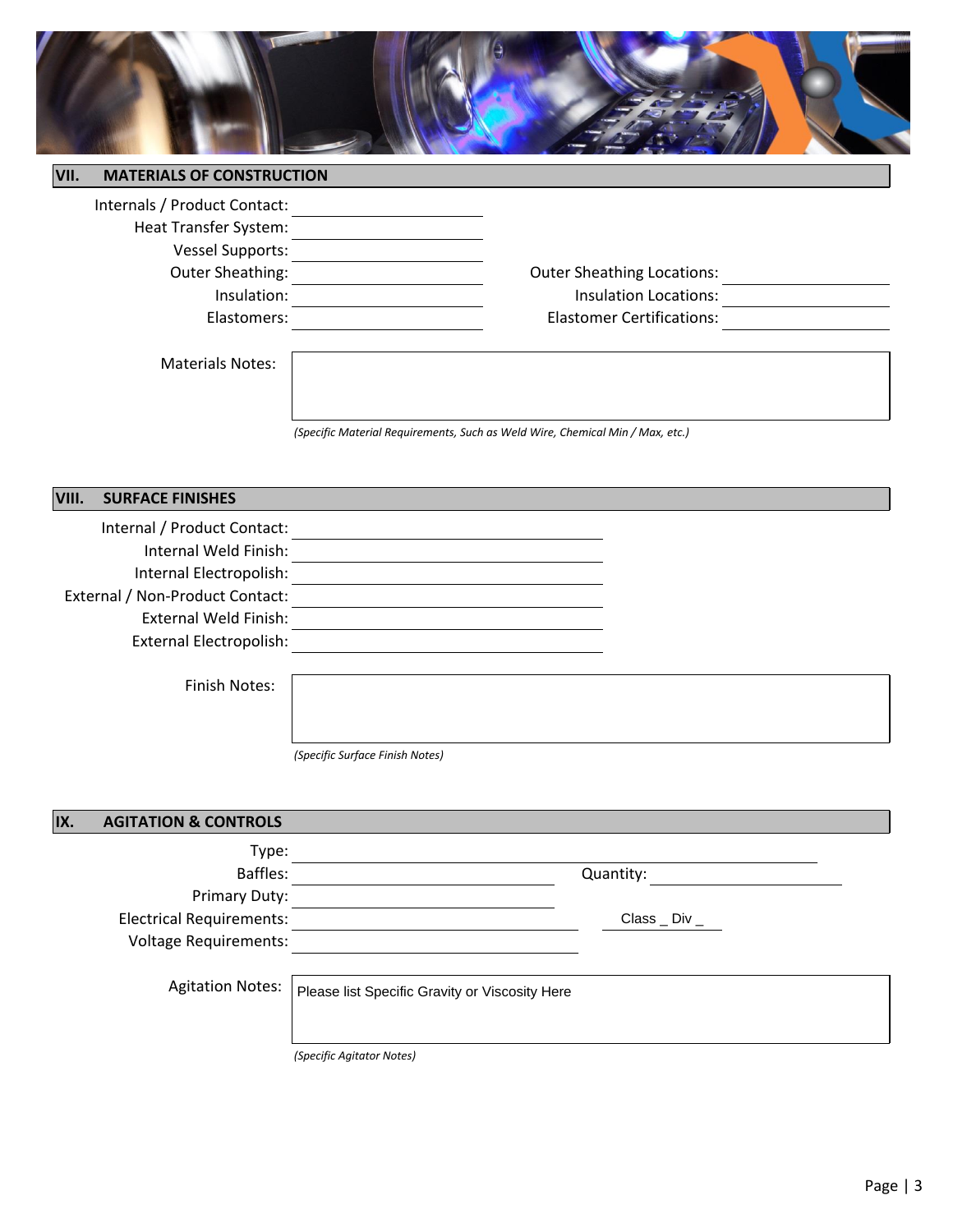## VII. MATERIALS OF CONSTRUCTION

Internals / Product Contact: ______________________

Heat Transfer System: ______________________

Vessel Supports: ______________________

Outer Sheathing: ______________________ Outer Sheathing Locations: ______________________

Insulation: ______________________ Insulation Locations: ______________________

Elastomers: ______________________ Elastomer Certifications: ______________________

Materials Notes:

*(Specific Material Requirements, Such as Weld Wire, Chemical Min / Max, etc.)*

## VIII. SURFACE FINISHES

Internal / Product Contact: ______________________

Internal Weld Finish: ______________________

Internal Electropolish: ______________________

External / Non-Product Contact: ______________________

External Weld Finish: ______________________

External Electropolish: ______________________

Finish Notes:

*(Specific Surface Finish Notes)*

## IX. AGITATION & CONTROLS

Type: ______________________

Baffles: ______________________ Quantity: ______________________

Primary Duty: ______________________

Electrical Requirements: ______________________ Class _ Div _

Voltage Requirements: ______________________

Agitation Notes: Please list Specific Gravity or Viscosity Here

*(Specific Agitator Notes)*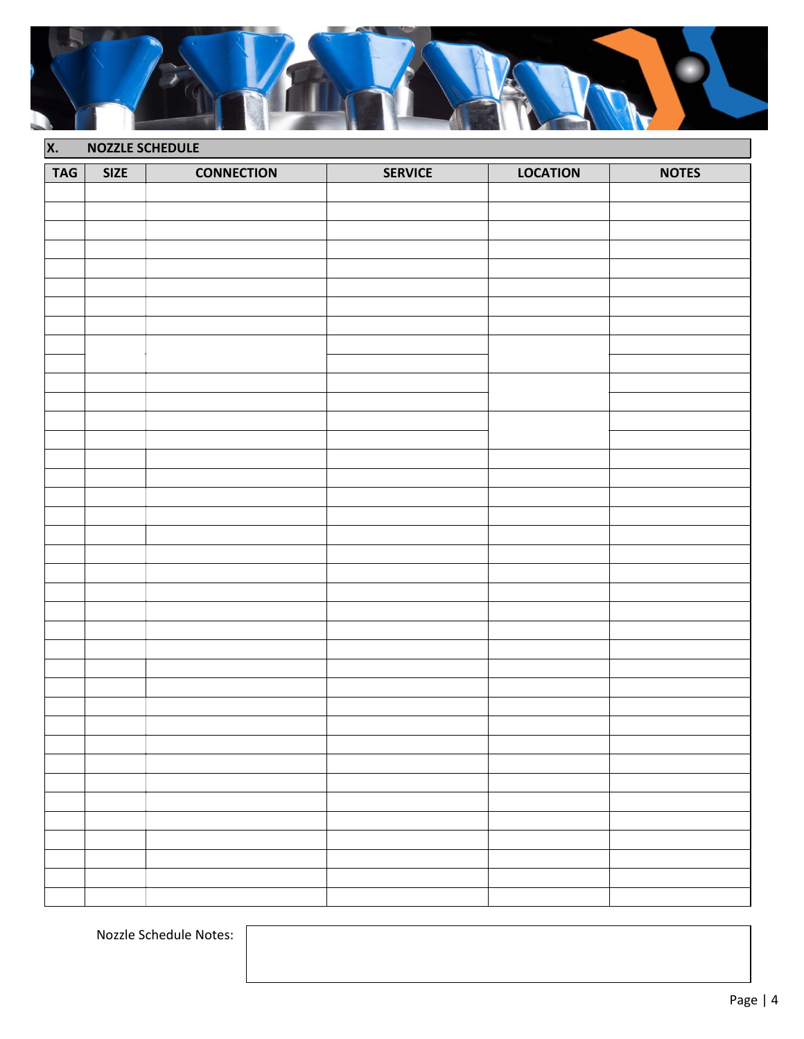## X. NOZZLE SCHEDULE

| TAG | SIZE | CONNECTION | SERVICE | LOCATION | NOTES |
|---|---|---|---|---|---|
| | | | | | |
| | | | | | |
| | | | | | |
| | | | | | |
| | | | | | |
| | | | | | |
| | | | | | |
| | | | | | |
| | | | | | |
| | | | | | |
| | | | | | |
| | | | | | |
| | | | | | |
| | | | | | |
| | | | | | |
| | | | | | |
| | | | | | |
| | | | | | |
| | | | | | |
| | | | | | |
| | | | | | |
| | | | | | |
| | | | | | |
| | | | | | |
| | | | | | |
| | | | | | |
| | | | | | |
| | | | | | |
| | | | | | |
| | | | | | |
| | | | | | |
| | | | | | |
| | | | | | |
| | | | | | |
| | | | | | |
| | | | | | |
| | | | | | |
| | | | | | |
| | | | | | |

Nozzle Schedule Notes: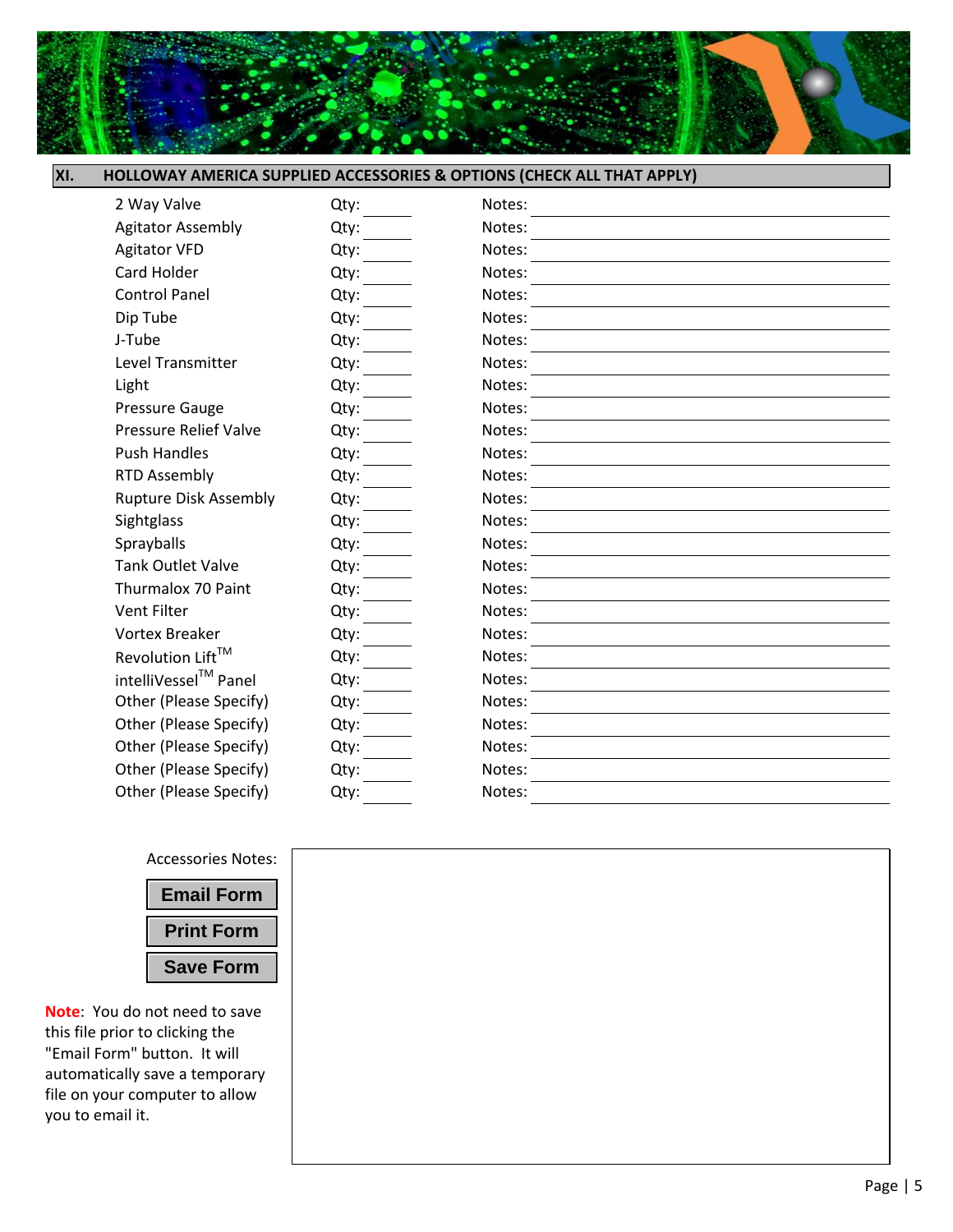## XI. HOLLOWAY AMERICA SUPPLIED ACCESSORIES & OPTIONS (CHECK ALL THAT APPLY)

| | | |
|---|---|---|
| 2 Way Valve | Qty: | Notes: |
| Agitator Assembly | Qty: | Notes: |
| Agitator VFD | Qty: | Notes: |
| Card Holder | Qty: | Notes: |
| Control Panel | Qty: | Notes: |
| Dip Tube | Qty: | Notes: |
| J-Tube | Qty: | Notes: |
| Level Transmitter | Qty: | Notes: |
| Light | Qty: | Notes: |
| Pressure Gauge | Qty: | Notes: |
| Pressure Relief Valve | Qty: | Notes: |
| Push Handles | Qty: | Notes: |
| RTD Assembly | Qty: | Notes: |
| Rupture Disk Assembly | Qty: | Notes: |
| Sightglass | Qty: | Notes: |
| Sprayballs | Qty: | Notes: |
| Tank Outlet Valve | Qty: | Notes: |
| Thurmalox 70 Paint | Qty: | Notes: |
| Vent Filter | Qty: | Notes: |
| Vortex Breaker | Qty: | Notes: |
| Revolution Lift™ | Qty: | Notes: |
| intelliVessel™ Panel | Qty: | Notes: |
| Other (Please Specify) | Qty: | Notes: |
| Other (Please Specify) | Qty: | Notes: |
| Other (Please Specify) | Qty: | Notes: |
| Other (Please Specify) | Qty: | Notes: |
| Other (Please Specify) | Qty: | Notes: |

Accessories Notes:

**Email Form**

**Print Form**

**Save Form**

**Note**: You do not need to save this file prior to clicking the "Email Form" button. It will automatically save a temporary file on your computer to allow you to email it.